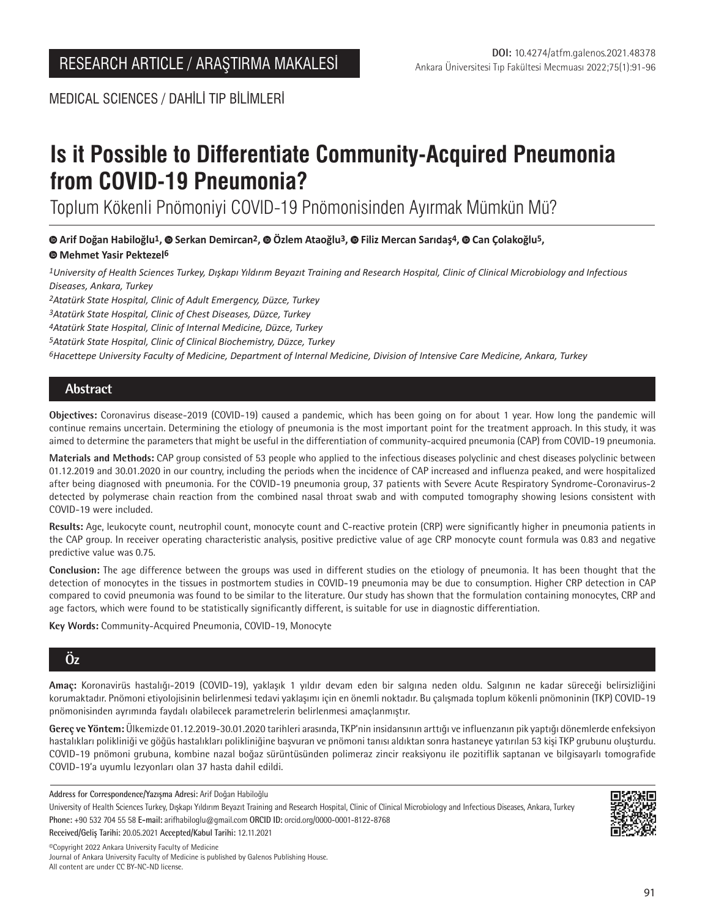RESEARCH ARTICLE / ARAŞTIRMA MAKALESİ

DOI: 10.4274/atfm.galenos.2021.48378

MEDICAL SCIENCES / DAHİLİ TIP BİLİMLERİ

# Is it Possible to Differentiate Community-Acquired Pneumonia from COVID-19 Pneumonia?

## Toplum Kökenli Pnömoniyi COVID-19 Pnömonisinden Ayırmak Mümkün Mü?

**Arif Doğan Habiloğlu[1], Serkan Demircan[2], Özlem Ataoğlu[3], Filiz Mercan Sarıdaş[4], Can Çolakoğlu[5], Mehmet Yasir Pektezel[6]**

*[1]University of Health Sciences Turkey, Dışkapı Yıldırım Beyazıt Training and Research Hospital, Clinic of Clinical Microbiology and Infectious Diseases, Ankara, Turkey*
*[2]Atatürk State Hospital, Clinic of Adult Emergency, Düzce, Turkey*
*[3]Atatürk State Hospital, Clinic of Chest Diseases, Düzce, Turkey*
*[4]Atatürk State Hospital, Clinic of Internal Medicine, Düzce, Turkey*
*[5]Atatürk State Hospital, Clinic of Clinical Biochemistry, Düzce, Turkey*
*[6]Hacettepe University Faculty of Medicine, Department of Internal Medicine, Division of Intensive Care Medicine, Ankara, Turkey*

## Abstract

**Objectives:** Coronavirus disease-2019 (COVID-19) caused a pandemic, which has been going on for about 1 year. How long the pandemic will continue remains uncertain. Determining the etiology of pneumonia is the most important point for the treatment approach. In this study, it was aimed to determine the parameters that might be useful in the differentiation of community-acquired pneumonia (CAP) from COVID-19 pneumonia.

**Materials and Methods:** CAP group consisted of 53 people who applied to the infectious diseases polyclinic and chest diseases polyclinic between 01.12.2019 and 30.01.2020 in our country, including the periods when the incidence of CAP increased and influenza peaked, and were hospitalized after being diagnosed with pneumonia. For the COVID-19 pneumonia group, 37 patients with Severe Acute Respiratory Syndrome-Coronavirus-2 detected by polymerase chain reaction from the combined nasal throat swab and with computed tomography showing lesions consistent with COVID-19 were included.

**Results:** Age, leukocyte count, neutrophil count, monocyte count and C-reactive protein (CRP) were significantly higher in pneumonia patients in the CAP group. In receiver operating characteristic analysis, positive predictive value of age CRP monocyte count formula was 0.83 and negative predictive value was 0.75.

**Conclusion:** The age difference between the groups was used in different studies on the etiology of pneumonia. It has been thought that the detection of monocytes in the tissues in postmortem studies in COVID-19 pneumonia may be due to consumption. Higher CRP detection in CAP compared to covid pneumonia was found to be similar to the literature. Our study has shown that the formulation containing monocytes, CRP and age factors, which were found to be statistically significantly different, is suitable for use in diagnostic differentiation.

**Key Words:** Community-Acquired Pneumonia, COVID-19, Monocyte

## Öz

**Amaç:** Koronavirüs hastalığı-2019 (COVID-19), yaklaşık 1 yıldır devam eden bir salgına neden oldu. Salgının ne kadar süreceği belirsizliğini korumaktadır. Pnömoni etiyolojisinin belirlenmesi tedavi yaklaşımı için en önemli noktadır. Bu çalışmada toplum kökenli pnömoninin (TKP) COVID-19 pnömonisinden ayrımında faydalı olabilecek parametrelerin belirlenmesi amaçlanmıştır.

**Gereç ve Yöntem:** Ülkemizde 01.12.2019-30.01.2020 tarihleri arasında, TKP'nin insidansının arttığı ve influenzanın pik yaptığı dönemlerde enfeksiyon hastalıkları polikliniği ve göğüs hastalıkları polikliniğine başvuran ve pnömoni tanısı aldıktan sonra hastaneye yatırılan 53 kişi TKP grubunu oluşturdu. COVID-19 pnömoni grubuna, kombine nazal boğaz sürüntüsünden polimeraz zincir reaksiyonu ile pozitiflik saptanan ve bilgisayarlı tomografide COVID-19'a uyumlu lezyonları olan 37 hasta dahil edildi.

**Address for Correspondence/Yazışma Adresi:** Arif Doğan Habiloğlu
University of Health Sciences Turkey, Dışkapı Yıldırım Beyazıt Training and Research Hospital, Clinic of Clinical Microbiology and Infectious Diseases, Ankara, Turkey
**Phone:** +90 532 704 55 58 **E-mail:** arifhabiloglu@gmail.com **ORCID ID:** orcid.org/0000-0001-8122-8768
**Received/Geliş Tarihi:** 20.05.2021 **Accepted/Kabul Tarihi:** 12.11.2021

©Copyright 2022 Ankara University Faculty of Medicine
Journal of Ankara University Faculty of Medicine is published by Galenos Publishing House.
All content are under CC BY-NC-ND license.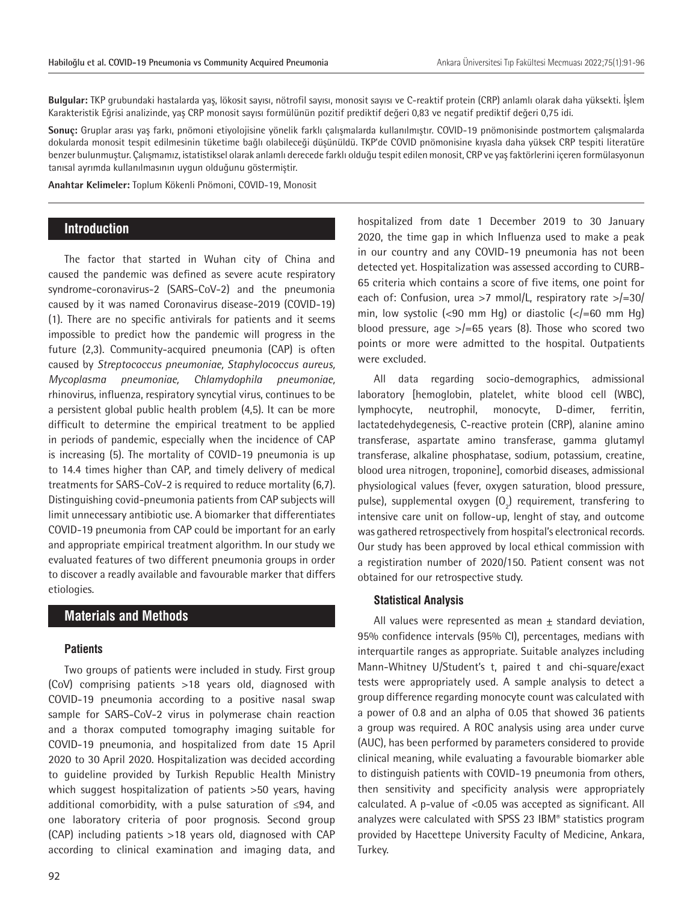**Bulgular:** TKP grubundaki hastalarda yaş, lökosit sayısı, nötrofil sayısı, monosit sayısı ve C-reaktif protein (CRP) anlamlı olarak daha yüksekti. İşlem Karakteristik Eğrisi analizinde, yaş CRP monosit sayısı formülünün pozitif prediktif değeri 0,83 ve negatif prediktif değeri 0,75 idi.

**Sonuç:** Gruplar arası yaş farkı, pnömoni etiyolojisine yönelik farklı çalışmalarda kullanılmıştır. COVID-19 pnömonisinde postmortem çalışmalarda dokularda monosit tespit edilmesinin tüketime bağlı olabileceği düşünüldü. TKP'de COVID pnömonisine kıyasla daha yüksek CRP tespiti literatüre benzer bulunmuştur. Çalışmamız, istatistiksel olarak anlamlı derecede farklı olduğu tespit edilen monosit, CRP ve yaş faktörlerini içeren formülasyonun tanısal ayrımda kullanılmasının uygun olduğunu göstermiştir.

**Anahtar Kelimeler:** Toplum Kökenli Pnömoni, COVID-19, Monosit

## Introduction

The factor that started in Wuhan city of China and caused the pandemic was defined as severe acute respiratory syndrome-coronavirus-2 (SARS-CoV-2) and the pneumonia caused by it was named Coronavirus disease-2019 (COVID-19) (1). There are no specific antivirals for patients and it seems impossible to predict how the pandemic will progress in the future (2,3). Community-acquired pneumonia (CAP) is often caused by *Streptococcus pneumoniae, Staphylococcus aureus, Mycoplasma pneumoniae, Chlamydophila pneumoniae,* rhinovirus, influenza, respiratory syncytial virus, continues to be a persistent global public health problem (4,5). It can be more difficult to determine the empirical treatment to be applied in periods of pandemic, especially when the incidence of CAP is increasing (5). The mortality of COVID-19 pneumonia is up to 14.4 times higher than CAP, and timely delivery of medical treatments for SARS-CoV-2 is required to reduce mortality (6,7). Distinguishing covid-pneumonia patients from CAP subjects will limit unnecessary antibiotic use. A biomarker that differentiates COVID-19 pneumonia from CAP could be important for an early and appropriate empirical treatment algorithm. In our study we evaluated features of two different pneumonia groups in order to discover a readly available and favourable marker that differs etiologies.

## Materials and Methods

### Patients

Two groups of patients were included in study. First group (CoV) comprising patients >18 years old, diagnosed with COVID-19 pneumonia according to a positive nasal swap sample for SARS-CoV-2 virus in polymerase chain reaction and a thorax computed tomography imaging suitable for COVID-19 pneumonia, and hospitalized from date 15 April 2020 to 30 April 2020. Hospitalization was decided according to guideline provided by Turkish Republic Health Ministry which suggest hospitalization of patients >50 years, having additional comorbidity, with a pulse saturation of ≤94, and one laboratory criteria of poor prognosis. Second group (CAP) including patients >18 years old, diagnosed with CAP according to clinical examination and imaging data, and hospitalized from date 1 December 2019 to 30 January 2020, the time gap in which Influenza used to make a peak in our country and any COVID-19 pneumonia has not been detected yet. Hospitalization was assessed according to CURB-65 criteria which contains a score of five items, one point for each of: Confusion, urea >7 mmol/L, respiratory rate >/=30/min, low systolic (<90 mm Hg) or diastolic (</=60 mm Hg) blood pressure, age >/=65 years (8). Those who scored two points or more were admitted to the hospital. Outpatients were excluded.

All data regarding socio-demographics, admissional laboratory [hemoglobin, platelet, white blood cell (WBC), lymphocyte, neutrophil, monocyte, D-dimer, ferritin, lactatedehydegenesis, C-reactive protein (CRP), alanine amino transferase, aspartate amino transferase, gamma glutamyl transferase, alkaline phosphatase, sodium, potassium, creatine, blood urea nitrogen, troponine], comorbid diseases, admissional physiological values (fever, oxygen saturation, blood pressure, pulse), supplemental oxygen ($O_2$) requirement, transfering to intensive care unit on follow-up, lenght of stay, and outcome was gathered retrospectively from hospital's electronical records. Our study has been approved by local ethical commission with a registiration number of 2020/150. Patient consent was not obtained for our retrospective study.

### Statistical Analysis

All values were represented as mean ± standard deviation, 95% confidence intervals (95% CI), percentages, medians with interquartile ranges as appropriate. Suitable analyzes including Mann-Whitney U/Student's t, paired t and chi-square/exact tests were appropriately used. A sample analysis to detect a group difference regarding monocyte count was calculated with a power of 0.8 and an alpha of 0.05 that showed 36 patients a group was required. A ROC analysis using area under curve (AUC), has been performed by parameters considered to provide clinical meaning, while evaluating a favourable biomarker able to distinguish patients with COVID-19 pneumonia from others, then sensitivity and specificity analysis were appropriately calculated. A p-value of <0.05 was accepted as significant. All analyzes were calculated with SPSS 23 IBM® statistics program provided by Hacettepe University Faculty of Medicine, Ankara, Turkey.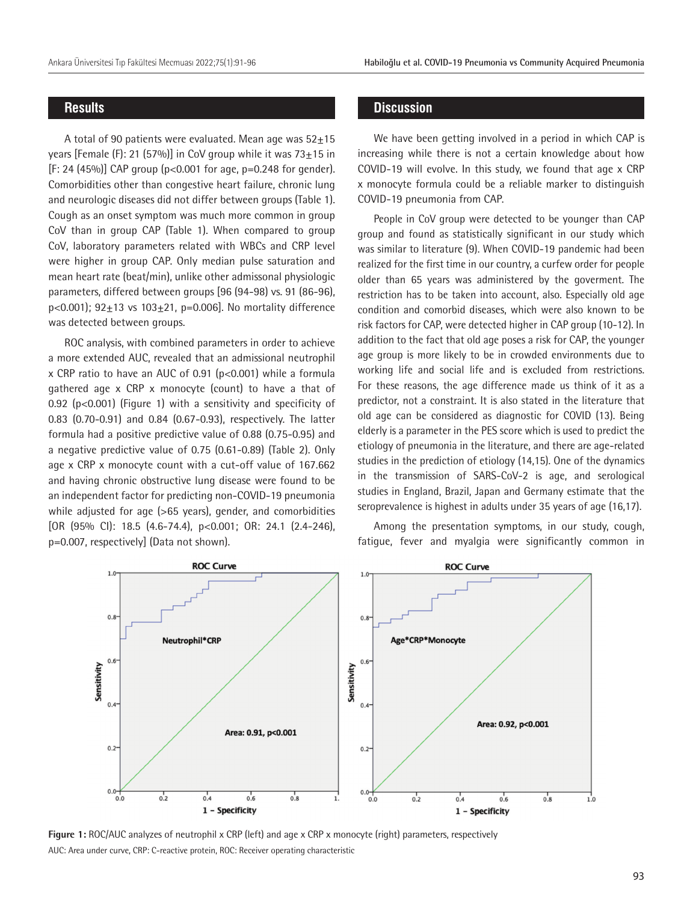## Results

A total of 90 patients were evaluated. Mean age was 52±15 years [Female (F): 21 (57%)] in CoV group while it was 73±15 in [F: 24 (45%)] CAP group (p<0.001 for age, p=0.248 for gender). Comorbidities other than congestive heart failure, chronic lung and neurologic diseases did not differ between groups (Table 1). Cough as an onset symptom was much more common in group CoV than in group CAP (Table 1). When compared to group CoV, laboratory parameters related with WBCs and CRP level were higher in group CAP. Only median pulse saturation and mean heart rate (beat/min), unlike other admissonal physiologic parameters, differed between groups [96 (94-98) vs. 91 (86-96), p<0.001); 92±13 vs 103±21, p=0.006]. No mortality difference was detected between groups.

ROC analysis, with combined parameters in order to achieve a more extended AUC, revealed that an admission neutrophil x CRP ratio to have an AUC of 0.91 (p<0.001) while a formula gathered age x CRP x monocyte (count) to have a that of 0.92 (p<0.001) (Figure 1) with a sensitivity and specificity of 0.83 (0.70-0.91) and 0.84 (0.67-0.93), respectively. The latter formula had a positive predictive value of 0.88 (0.75-0.95) and a negative predictive value of 0.75 (0.61-0.89) (Table 2). Only age x CRP x monocyte count with a cut-off value of 167.662 and having chronic obstructive lung disease were found to be an independent factor for predicting non-COVID-19 pneumonia while adjusted for age (>65 years), gender, and comorbidities [OR (95% CI): 18.5 (4.6-74.4), p<0.001; OR: 24.1 (2.4-246), p=0.007, respectively] (Data not shown).

## Discussion

We have been getting involved in a period in which CAP is increasing while there is not a certain knowledge about how COVID-19 will evolve. In this study, we found that age x CRP x monocyte formula could be a reliable marker to distinguish COVID-19 pneumonia from CAP.

People in CoV group were detected to be younger than CAP group and found as statistically significant in our study which was similar to literature (9). When COVID-19 pandemic had been realized for the first time in our country, a curfew order for people older than 65 years was administered by the goverment. The restriction has to be taken into account, also. Especially old age condition and comorbid diseases, which were also known to be risk factors for CAP, were detected higher in CAP group (10-12). In addition to the fact that old age poses a risk for CAP, the younger age group is more likely to be in crowded environments due to working life and social life and is excluded from restrictions. For these reasons, the age difference made us think of it as a predictor, not a constraint. It is also stated in the literature that old age can be considered as diagnostic for COVID (13). Being elderly is a parameter in the PES score which is used to predict the etiology of pneumonia in the literature, and there are age-related studies in the prediction of etiology (14,15). One of the dynamics in the transmission of SARS-CoV-2 is age, and serological studies in England, Brazil, Japan and Germany estimate that the seroprevalence is highest in adults under 35 years of age (16,17).

Among the presentation symptoms, in our study, cough, fatigue, fever and myalgia were significantly common in

**Figure 1:** ROC/AUC analyzes of neutrophil x CRP (left) and age x CRP x monocyte (right) parameters, respectively

AUC: Area under curve, CRP: C-reactive protein, ROC: Receiver operating characteristic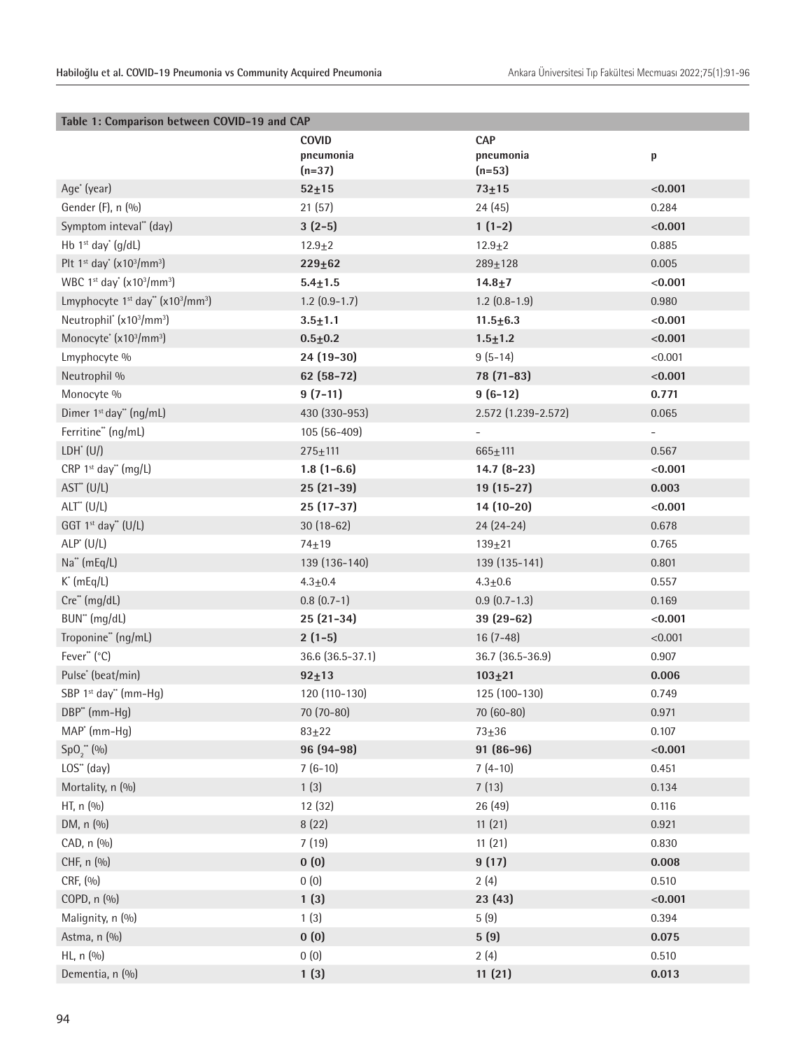**Table 1: Comparison between COVID-19 and CAP**

| | COVID pneumonia (n=37) | CAP pneumonia (n=53) | p |
|---|---|---|---|
| Age* (year) | **52±15** | **73±15** | **<0.001** |
| Gender (F), n (%) | 21 (57) | 24 (45) | 0.284 |
| Symptom inteval** (day) | **3 (2-5)** | **1 (1-2)** | **<0.001** |
| Hb 1st day* (g/dL) | 12.9±2 | 12.9±2 | 0.885 |
| Plt 1st day* ($x10^3/mm^3$) | **229±62** | 289±128 | 0.005 |
| WBC 1st day* ($x10^3/mm^3$) | **5.4±1.5** | **14.8±7** | **<0.001** |
| Lmyphocyte 1st day** ($x10^3/mm^3$) | 1.2 (0.9-1.7) | 1.2 (0.8-1.9) | 0.980 |
| Neutrophil* ($x10^3/mm^3$) | **3.5±1.1** | **11.5±6.3** | **<0.001** |
| Monocyte* ($x10^3/mm^3$) | **0.5±0.2** | **1.5±1.2** | **<0.001** |
| Lmyphocyte % | **24 (19-30)** | 9 (5-14) | <0.001 |
| Neutrophil % | **62 (58-72)** | **78 (71-83)** | **<0.001** |
| Monocyte % | **9 (7-11)** | **9 (6-12)** | **0.771** |
| Dimer 1st day** (ng/mL) | 430 (330-953) | 2.572 (1.239-2.572) | 0.065 |
| Ferritine** (ng/mL) | 105 (56-409) | - | - |
| LDH* (U/) | 275±111 | 665±111 | 0.567 |
| CRP 1st day** (mg/L) | **1.8 (1-6.6)** | **14.7 (8-23)** | **<0.001** |
| AST** (U/L) | **25 (21-39)** | **19 (15-27)** | **0.003** |
| ALT** (U/L) | **25 (17-37)** | **14 (10-20)** | **<0.001** |
| GGT 1st day** (U/L) | 30 (18-62) | 24 (24-24) | 0.678 |
| ALP* (U/L) | 74±19 | 139±21 | 0.765 |
| Na** (mEq/L) | 139 (136-140) | 139 (135-141) | 0.801 |
| K* (mEq/L) | 4.3±0.4 | 4.3±0.6 | 0.557 |
| Cre** (mg/dL) | 0.8 (0.7-1) | 0.9 (0.7-1.3) | 0.169 |
| BUN** (mg/dL) | **25 (21-34)** | **39 (29-62)** | **<0.001** |
| Troponine** (ng/mL) | **2 (1-5)** | 16 (7-48) | <0.001 |
| Fever** (°C) | 36.6 (36.5-37.1) | 36.7 (36.5-36.9) | 0.907 |
| Pulse* (beat/min) | **92±13** | **103±21** | **0.006** |
| SBP 1st day** (mm-Hg) | 120 (110-130) | 125 (100-130) | 0.749 |
| DBP** (mm-Hg) | 70 (70-80) | 70 (60-80) | 0.971 |
| MAP* (mm-Hg) | 83±22 | 73±36 | 0.107 |
| $SpO_2$** (%) | **96 (94-98)** | **91 (86-96)** | **<0.001** |
| LOS** (day) | 7 (6-10) | 7 (4-10) | 0.451 |
| Mortality, n (%) | 1 (3) | 7 (13) | 0.134 |
| HT, n (%) | 12 (32) | 26 (49) | 0.116 |
| DM, n (%) | 8 (22) | 11 (21) | 0.921 |
| CAD, n (%) | 7 (19) | 11 (21) | 0.830 |
| CHF, n (%) | **0 (0)** | **9 (17)** | **0.008** |
| CRF, (%) | 0 (0) | 2 (4) | 0.510 |
| COPD, n (%) | **1 (3)** | **23 (43)** | **<0.001** |
| Malignity, n (%) | 1 (3) | 5 (9) | 0.394 |
| Astma, n (%) | **0 (0)** | **5 (9)** | **0.075** |
| HL, n (%) | 0 (0) | 2 (4) | 0.510 |
| Dementia, n (%) | **1 (3)** | **11 (21)** | **0.013** |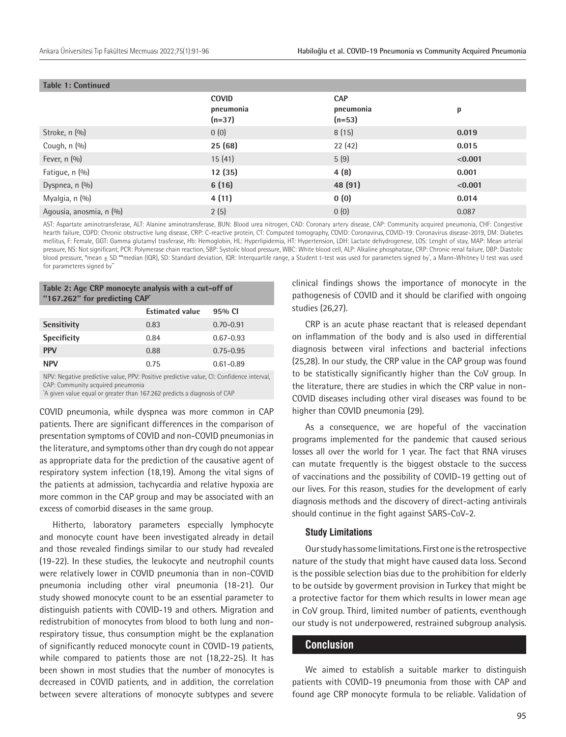**Table 1: Continued**

| | COVID pneumonia (n=37) | CAP pneumonia (n=53) | p |
|---|---|---|---|
| Stroke, n (%) | 0 (0) | 8 (15) | **0.019** |
| Cough, n (%) | **25 (68)** | 22 (42) | **0.015** |
| Fever, n (%) | 15 (41) | 5 (9) | **<0.001** |
| Fatigue, n (%) | **12 (35)** | **4 (8)** | **0.001** |
| Dyspnea, n (%) | **6 (16)** | **48 (91)** | **<0.001** |
| Myalgia, n (%) | **4 (11)** | **0 (0)** | **0.014** |
| Agousia, anosmia, n (%) | 2 (5) | 0 (0) | 0.087 |

AST: Aspartate aminotransferase, ALT: Alanine aminotransferase, BUN: Blood urea nitrogen, CAD: Coronary artery disease, CAP: Community acquired pneumonia, CHF: Congestive hearth failure, COPD: Chronic obstructive lung disease, CRP: C-reactive protein, CT: Computed tomography, COVID: Coronavirus, COVID-19: Coronavirus disease-2019, DM: Diabetes mellitus, F: Female, GGT: Gamma glutamyl trasferase, Hb: Hemoglobin, HL: Hyperlipidemia, HT: Hypertension, LDH: Lactate dehydrogenese, LOS: Lenght of stay, MAP: Mean arterial pressure, NS: Not significant, PCR: Polymerase chain reaction, SBP: Systolic blood pressure, WBC: White blood cell, ALP: Alkaline phosphatase, CRP: Chronic renal failure, DBP: Diastolic blood pressure, *mean ± SD **median (IQR), SD: Standard deviation, IQR: Interquartile range, a Student t-test was used for parameters signed by*, a Mann-Whitney U test was used for parameteres signed by**

**Table 2: Age CRP monocyte analysis with a cut-off of "167.262" for predicting CAP***

| | Estimated value | 95% CI |
|---|---|---|
| **Sensitivity** | 0.83 | 0.70-0.91 |
| **Specificity** | 0.84 | 0.67-0.93 |
| **PPV** | 0.88 | 0.75-0.95 |
| **NPV** | 0.75 | 0.61-0.89 |

NPV: Negative predictive value, PPV: Positive predictive value, CI: Confidence interval, CAP: Community acquired pneumonia
*A given value equal or greater than 167.262 predicts a diagnosis of CAP

COVID pneumonia, while dyspnea was more common in CAP patients. There are significant differences in the comparison of presentation symptoms of COVID and non-COVID pneumonias in the literature, and symptoms other than dry cough do not appear as appropriate data for the prediction of the causative agent of respiratory system infection (18,19). Among the vital signs of the patients at admission, tachycardia and relative hypoxia are more common in the CAP group and may be associated with an excess of comorbid diseases in the same group.

Hitherto, laboratory parameters especially lymphocyte and monocyte count have been investigated already in detail and those revealed findings similar to our study had revealed (19-22). In these studies, the leukocyte and neutrophil counts were relatively lower in COVID pneumonia than in non-COVID pneumonia including other viral pneumonia (18-21). Our study showed monocyte count to be an essential parameter to distinguish patients with COVID-19 and others. Migration and redistrubition of monocytes from blood to both lung and non-respiratory tissue, thus consumption might be the explanation of significantly reduced monocyte count in COVID-19 patients, while compared to patients those are not (18,22-25). It has been shown in most studies that the number of monocytes is decreased in COVID patients, and in addition, the correlation between severe alterations of monocyte subtypes and severe clinical findings shows the importance of monocyte in the pathogenesis of COVID and it should be clarified with ongoing studies (26,27).

CRP is an acute phase reactant that is released dependant on inflammation of the body and is also used in differential diagnosis between viral infections and bacterial infections (25,28). In our study, the CRP value in the CAP group was found to be statistically significantly higher than the CoV group. In the literature, there are studies in which the CRP value in non-COVID diseases including other viral diseases was found to be higher than COVID pneumonia (29).

As a consequence, we are hopeful of the vaccination programs implemented for the pandemic that caused serious losses all over the world for 1 year. The fact that RNA viruses can mutate frequently is the biggest obstacle to the success of vaccinations and the possibility of COVID-19 getting out of our lives. For this reason, studies for the development of early diagnosis methods and the discovery of direct-acting antivirals should continue in the fight against SARS-CoV-2.

### Study Limitations

Our study has some limitations. First one is the retrospective nature of the study that might have caused data loss. Second is the possible selection bias due to the prohibition for elderly to be outside by goverment provision in Turkey that might be a protective factor for them which results in lower mean age in CoV group. Third, limited number of patients, eventhough our study is not underpowered, restrained subgroup analysis.

## Conclusion

We aimed to establish a suitable marker to distinguish patients with COVID-19 pneumonia from those with CAP and found age CRP monocyte formula to be reliable. Validation of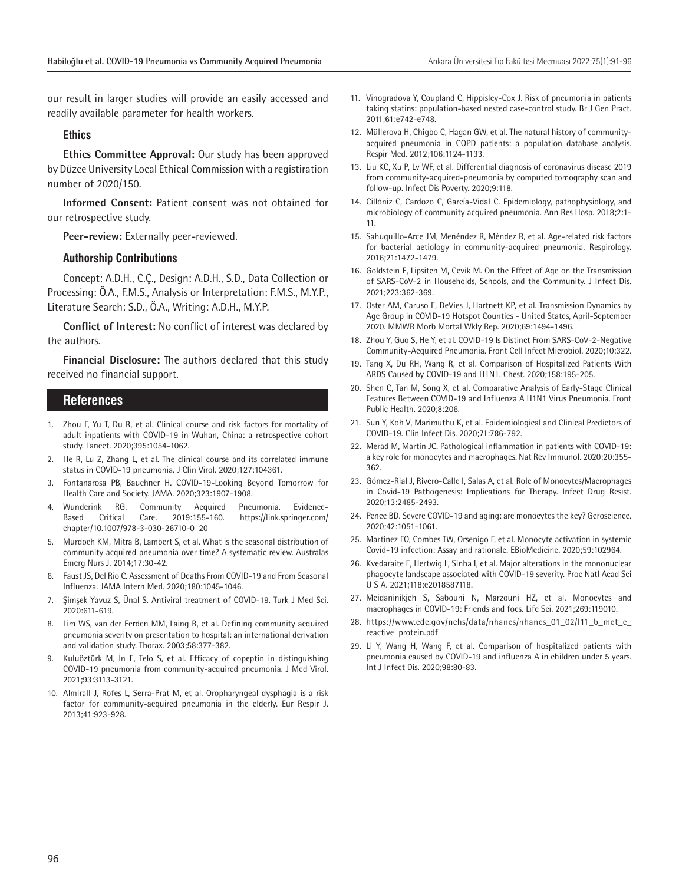our result in larger studies will provide an easily accessed and readily available parameter for health workers.

### Ethics

**Ethics Committee Approval:** Our study has been approved by Düzce University Local Ethical Commission with a registiration number of 2020/150.

**Informed Consent:** Patient consent was not obtained for our retrospective study.

**Peer-review:** Externally peer-reviewed.

### Authorship Contributions

Concept: A.D.H., C.Ç., Design: A.D.H., S.D., Data Collection or Processing: Ö.A., F.M.S., Analysis or Interpretation: F.M.S., M.Y.P., Literature Search: S.D., Ö.A., Writing: A.D.H., M.Y.P.

**Conflict of Interest:** No conflict of interest was declared by the authors.

**Financial Disclosure:** The authors declared that this study received no financial support.

## References

1. Zhou F, Yu T, Du R, et al. Clinical course and risk factors for mortality of adult inpatients with COVID-19 in Wuhan, China: a retrospective cohort study. Lancet. 2020;395:1054-1062.
2. He R, Lu Z, Zhang L, et al. The clinical course and its correlated immune status in COVID-19 pneumonia. J Clin Virol. 2020;127:104361.
3. Fontanarosa PB, Bauchner H. COVID-19-Looking Beyond Tomorrow for Health Care and Society. JAMA. 2020;323:1907-1908.
4. Wunderink RG. Community Acquired Pneumonia. Evidence-Based Critical Care. 2019:155-160. https://link.springer.com/chapter/10.1007/978-3-030-26710-0_20
5. Murdoch KM, Mitra B, Lambert S, et al. What is the seasonal distribution of community acquired pneumonia over time? A systematic review. Australas Emerg Nurs J. 2014;17:30-42.
6. Faust JS, Del Rio C. Assessment of Deaths From COVID-19 and From Seasonal Influenza. JAMA Intern Med. 2020;180:1045-1046.
7. Şimşek Yavuz S, Ünal S. Antiviral treatment of COVID-19. Turk J Med Sci. 2020:611-619.
8. Lim WS, van der Eerden MM, Laing R, et al. Defining community acquired pneumonia severity on presentation to hospital: an international derivation and validation study. Thorax. 2003;58:377-382.
9. Kuluöztürk M, İn E, Telo S, et al. Efficacy of copeptin in distinguishing COVID-19 pneumonia from community-acquired pneumonia. J Med Virol. 2021;93:3113-3121.
10. Almirall J, Rofes L, Serra-Prat M, et al. Oropharyngeal dysphagia is a risk factor for community-acquired pneumonia in the elderly. Eur Respir J. 2013;41:923-928.
11. Vinogradova Y, Coupland C, Hippisley-Cox J. Risk of pneumonia in patients taking statins: population-based nested case-control study. Br J Gen Pract. 2011;61:e742-e748.
12. Müllerova H, Chigbo C, Hagan GW, et al. The natural history of community-acquired pneumonia in COPD patients: a population database analysis. Respir Med. 2012;106:1124-1133.
13. Liu KC, Xu P, Lv WF, et al. Differential diagnosis of coronavirus disease 2019 from community-acquired-pneumonia by computed tomography scan and follow-up. Infect Dis Poverty. 2020;9:118.
14. Cillóniz C, Cardozo C, García-Vidal C. Epidemiology, pathophysiology, and microbiology of community acquired pneumonia. Ann Res Hosp. 2018;2:1-11.
15. Sahuquillo-Arce JM, Menéndez R, Méndez R, et al. Age-related risk factors for bacterial aetiology in community-acquired pneumonia. Respirology. 2016;21:1472-1479.
16. Goldstein E, Lipsitch M, Cevik M. On the Effect of Age on the Transmission of SARS-CoV-2 in Households, Schools, and the Community. J Infect Dis. 2021;223:362-369.
17. Oster AM, Caruso E, DeVies J, Hartnett KP, et al. Transmission Dynamics by Age Group in COVID-19 Hotspot Counties - United States, April-September 2020. MMWR Morb Mortal Wkly Rep. 2020;69:1494-1496.
18. Zhou Y, Guo S, He Y, et al. COVID-19 Is Distinct From SARS-CoV-2-Negative Community-Acquired Pneumonia. Front Cell Infect Microbiol. 2020;10:322.
19. Tang X, Du RH, Wang R, et al. Comparison of Hospitalized Patients With ARDS Caused by COVID-19 and H1N1. Chest. 2020;158:195-205.
20. Shen C, Tan M, Song X, et al. Comparative Analysis of Early-Stage Clinical Features Between COVID-19 and Influenza A H1N1 Virus Pneumonia. Front Public Health. 2020;8:206.
21. Sun Y, Koh V, Marimuthu K, et al. Epidemiological and Clinical Predictors of COVID-19. Clin Infect Dis. 2020;71:786-792.
22. Merad M, Martin JC. Pathological inflammation in patients with COVID-19: a key role for monocytes and macrophages. Nat Rev Immunol. 2020;20:355-362.
23. Gómez-Rial J, Rivero-Calle I, Salas A, et al. Role of Monocytes/Macrophages in Covid-19 Pathogenesis: Implications for Therapy. Infect Drug Resist. 2020;13:2485-2493.
24. Pence BD. Severe COVID-19 and aging: are monocytes the key? Geroscience. 2020;42:1051-1061.
25. Martinez FO, Combes TW, Orsenigo F, et al. Monocyte activation in systemic Covid-19 infection: Assay and rationale. EBioMedicine. 2020;59:102964.
26. Kvedaraite E, Hertwig L, Sinha I, et al. Major alterations in the mononuclear phagocyte landscape associated with COVID-19 severity. Proc Natl Acad Sci U S A. 2021;118:e2018587118.
27. Meidaninikjeh S, Sabouni N, Marzouni HZ, et al. Monocytes and macrophages in COVID-19: Friends and foes. Life Sci. 2021;269:119010.
28. https://www.cdc.gov/nchs/data/nhanes/nhanes_01_02/l11_b_met_c_reactive_protein.pdf
29. Li Y, Wang H, Wang F, et al. Comparison of hospitalized patients with pneumonia caused by COVID-19 and influenza A in children under 5 years. Int J Infect Dis. 2020;98:80-83.